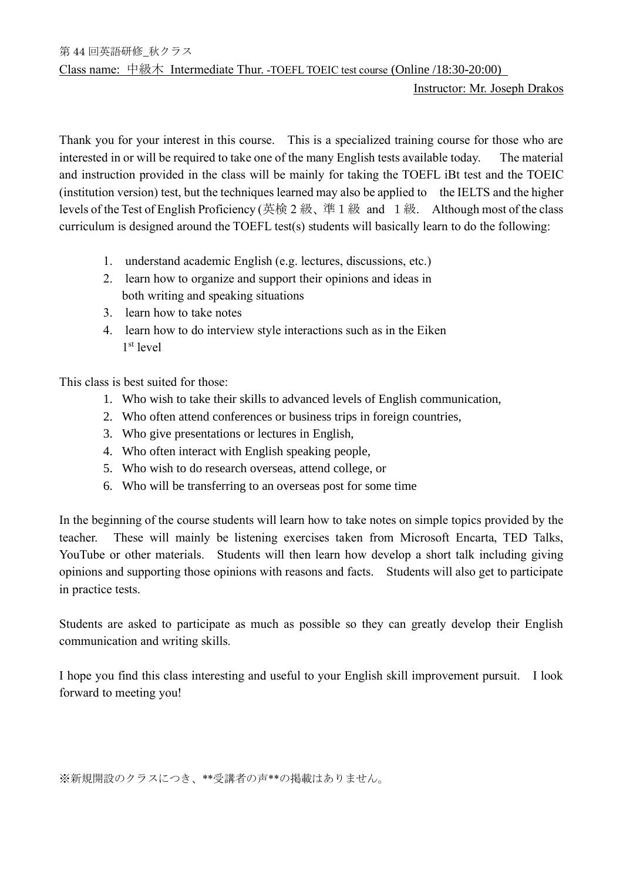第 44 回英語研修_秋クラス

Class name: 中級木 Intermediate Thur. -TOEFL TOEIC test course (Online /18:30-20:00)

Instructor: Mr. Joseph Drakos

Thank you for your interest in this course. This is a specialized training course for those who are interested in or will be required to take one of the many English tests available today. The material and instruction provided in the class will be mainly for taking the TOEFL iBt test and the TOEIC (institution version) test, but the techniques learned may also be applied to the IELTS and the higher levels of the Test of English Proficiency (英検２級、準１級 and １級. Although most of the class curriculum is designed around the TOEFL test(s) students will basically learn to do the following:

1. understand academic English (e.g. lectures, discussions, etc.)
2. learn how to organize and support their opinions and ideas in both writing and speaking situations
3. learn how to take notes
4. learn how to do interview style interactions such as in the Eiken 1st level

This class is best suited for those:

1. Who wish to take their skills to advanced levels of English communication,
2. Who often attend conferences or business trips in foreign countries,
3. Who give presentations or lectures in English,
4. Who often interact with English speaking people,
5. Who wish to do research overseas, attend college, or
6. Who will be transferring to an overseas post for some time

In the beginning of the course students will learn how to take notes on simple topics provided by the teacher. These will mainly be listening exercises taken from Microsoft Encarta, TED Talks, YouTube or other materials. Students will then learn how develop a short talk including giving opinions and supporting those opinions with reasons and facts. Students will also get to participate in practice tests.

Students are asked to participate as much as possible so they can greatly develop their English communication and writing skills.

I hope you find this class interesting and useful to your English skill improvement pursuit. I look forward to meeting you!

※新規開設のクラスにつき、**受講者の声**の掲載はありません。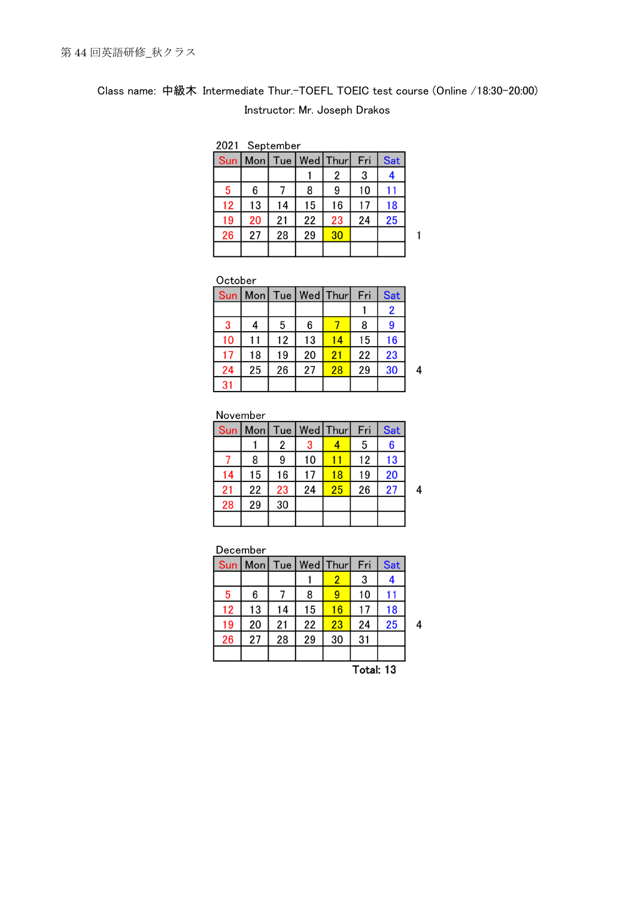第 44 回英語研修_秋クラス

Class name: 中級木 Intermediate Thur.-TOEFL TOEIC test course (Online /18:30-20:00)

Instructor: Mr. Joseph Drakos

2021 September

| Sun | Mon | Tue | Wed | Thur | Fri | Sat | |
|---|---|---|---|---|---|---|---|
| | | | 1 | 2 | 3 | 4 | |
| 5 | 6 | 7 | 8 | 9 | 10 | 11 | |
| 12 | 13 | 14 | 15 | 16 | 17 | 18 | |
| 19 | 20 | 21 | 22 | 23 | 24 | 25 | |
| 26 | 27 | 28 | 29 | 30 | | | 1 |
| | | | | | | | |

October

| Sun | Mon | Tue | Wed | Thur | Fri | Sat | |
|---|---|---|---|---|---|---|---|
| | | | | | 1 | 2 | |
| 3 | 4 | 5 | 6 | 7 | 8 | 9 | |
| 10 | 11 | 12 | 13 | 14 | 15 | 16 | |
| 17 | 18 | 19 | 20 | 21 | 22 | 23 | |
| 24 | 25 | 26 | 27 | 28 | 29 | 30 | 4 |
| 31 | | | | | | | |

November

| Sun | Mon | Tue | Wed | Thur | Fri | Sat | |
|---|---|---|---|---|---|---|---|
| | 1 | 2 | 3 | 4 | 5 | 6 | |
| 7 | 8 | 9 | 10 | 11 | 12 | 13 | |
| 14 | 15 | 16 | 17 | 18 | 19 | 20 | |
| 21 | 22 | 23 | 24 | 25 | 26 | 27 | 4 |
| 28 | 29 | 30 | | | | | |
| | | | | | | | |

December

| Sun | Mon | Tue | Wed | Thur | Fri | Sat | |
|---|---|---|---|---|---|---|---|
| | | | 1 | 2 | 3 | 4 | |
| 5 | 6 | 7 | 8 | 9 | 10 | 11 | |
| 12 | 13 | 14 | 15 | 16 | 17 | 18 | |
| 19 | 20 | 21 | 22 | 23 | 24 | 25 | 4 |
| 26 | 27 | 28 | 29 | 30 | 31 | | |
| | | | | | | | |

Total: 13